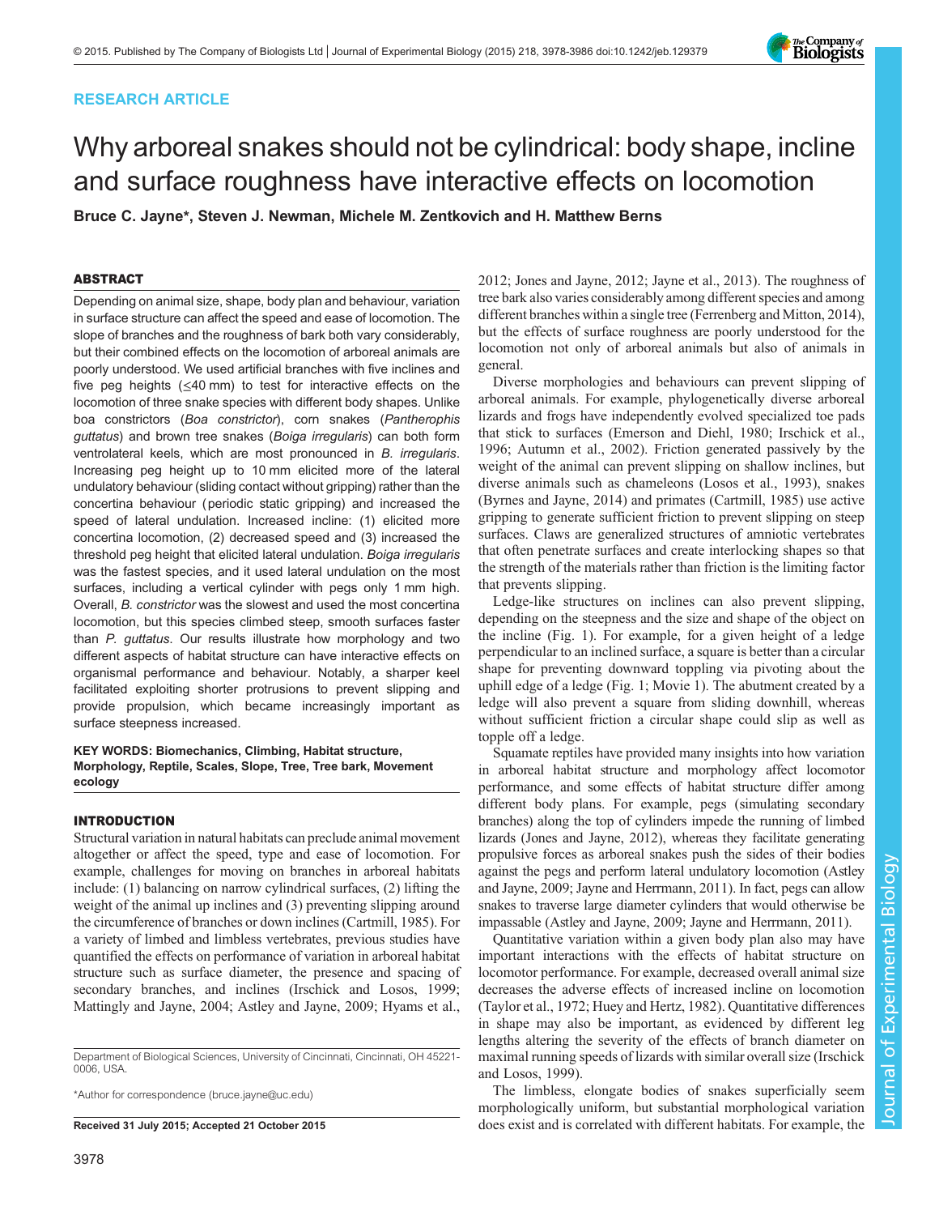## RESEARCH ARTICLE

# Why arboreal snakes should not be cylindrical: body shape, incline and surface roughness have interactive effects on locomotion

**Bruce C. Jayne\*, Steven J. Newman, Michele M. Zentkovich and H. Matthew Berns**

### ABSTRACT

Depending on animal size, shape, body plan and behaviour, variation in surface structure can affect the speed and ease of locomotion. The slope of branches and the roughness of bark both vary considerably, but their combined effects on the locomotion of arboreal animals are poorly understood. We used artificial branches with five inclines and five peg heights (≤40 mm) to test for interactive effects on the locomotion of three snake species with different body shapes. Unlike boa constrictors (*Boa constrictor*), corn snakes (*Pantherophis guttatus*) and brown tree snakes (*Boiga irregularis*) can both form ventrolateral keels, which are most pronounced in *B. irregularis*. Increasing peg height up to 10 mm elicited more of the lateral undulatory behaviour (sliding contact without gripping) rather than the concertina behaviour (periodic static gripping) and increased the speed of lateral undulation. Increased incline: (1) elicited more concertina locomotion, (2) decreased speed and (3) increased the threshold peg height that elicited lateral undulation. *Boiga irregularis* was the fastest species, and it used lateral undulation on the most surfaces, including a vertical cylinder with pegs only 1 mm high. Overall, *B. constrictor* was the slowest and used the most concertina locomotion, but this species climbed steep, smooth surfaces faster than *P. guttatus*. Our results illustrate how morphology and two different aspects of habitat structure can have interactive effects on organismal performance and behaviour. Notably, a sharper keel facilitated exploiting shorter protrusions to prevent slipping and provide propulsion, which became increasingly important as surface steepness increased.

**KEY WORDS: Biomechanics, Climbing, Habitat structure, Morphology, Reptile, Scales, Slope, Tree, Tree bark, Movement ecology**

### INTRODUCTION

Structural variation in natural habitats can preclude animal movement altogether or affect the speed, type and ease of locomotion. For example, challenges for moving on branches in arboreal habitats include: (1) balancing on narrow cylindrical surfaces, (2) lifting the weight of the animal up inclines and (3) preventing slipping around the circumference of branches or down inclines (Cartmill, 1985). For a variety of limbed and limbless vertebrates, previous studies have quantified the effects on performance of variation in arboreal habitat structure such as surface diameter, the presence and spacing of secondary branches, and inclines (Irschick and Losos, 1999; Mattingly and Jayne, 2004; Astley and Jayne, 2009; Hyams et al., 2012; Jones and Jayne, 2012; Jayne et al., 2013). The roughness of tree bark also varies considerably among different species and among different branches within a single tree (Ferrenberg and Mitton, 2014), but the effects of surface roughness are poorly understood for the locomotion not only of arboreal animals but also of animals in general.

Diverse morphologies and behaviours can prevent slipping of arboreal animals. For example, phylogenetically diverse arboreal lizards and frogs have independently evolved specialized toe pads that stick to surfaces (Emerson and Diehl, 1980; Irschick et al., 1996; Autumn et al., 2002). Friction generated passively by the weight of the animal can prevent slipping on shallow inclines, but diverse animals such as chameleons (Losos et al., 1993), snakes (Byrnes and Jayne, 2014) and primates (Cartmill, 1985) use active gripping to generate sufficient friction to prevent slipping on steep surfaces. Claws are generalized structures of amniotic vertebrates that often penetrate surfaces and create interlocking shapes so that the strength of the materials rather than friction is the limiting factor that prevents slipping.

Ledge-like structures on inclines can also prevent slipping, depending on the steepness and the size and shape of the object on the incline (Fig. 1). For example, for a given height of a ledge perpendicular to an inclined surface, a square is better than a circular shape for preventing downward toppling via pivoting about the uphill edge of a ledge (Fig. 1; Movie 1). The abutment created by a ledge will also prevent a square from sliding downhill, whereas without sufficient friction a circular shape could slip as well as topple off a ledge.

Squamate reptiles have provided many insights into how variation in arboreal habitat structure and morphology affect locomotor performance, and some effects of habitat structure differ among different body plans. For example, pegs (simulating secondary branches) along the top of cylinders impede the running of limbed lizards (Jones and Jayne, 2012), whereas they facilitate generating propulsive forces as arboreal snakes push the sides of their bodies against the pegs and perform lateral undulatory locomotion (Astley and Jayne, 2009; Jayne and Herrmann, 2011). In fact, pegs can allow snakes to traverse large diameter cylinders that would otherwise be impassable (Astley and Jayne, 2009; Jayne and Herrmann, 2011).

Quantitative variation within a given body plan also may have important interactions with the effects of habitat structure on locomotor performance. For example, decreased overall animal size decreases the adverse effects of increased incline on locomotion (Taylor et al., 1972; Huey and Hertz, 1982). Quantitative differences in shape may also be important, as evidenced by different leg lengths altering the severity of the effects of branch diameter on maximal running speeds of lizards with similar overall size (Irschick and Losos, 1999).

The limbless, elongate bodies of snakes superficially seem morphologically uniform, but substantial morphological variation does exist and is correlated with different habitats. For example, the

Department of Biological Sciences, University of Cincinnati, Cincinnati, OH 45221-0006, USA.

\*Author for correspondence (bruce.jayne@uc.edu)

**Received 31 July 2015; Accepted 21 October 2015**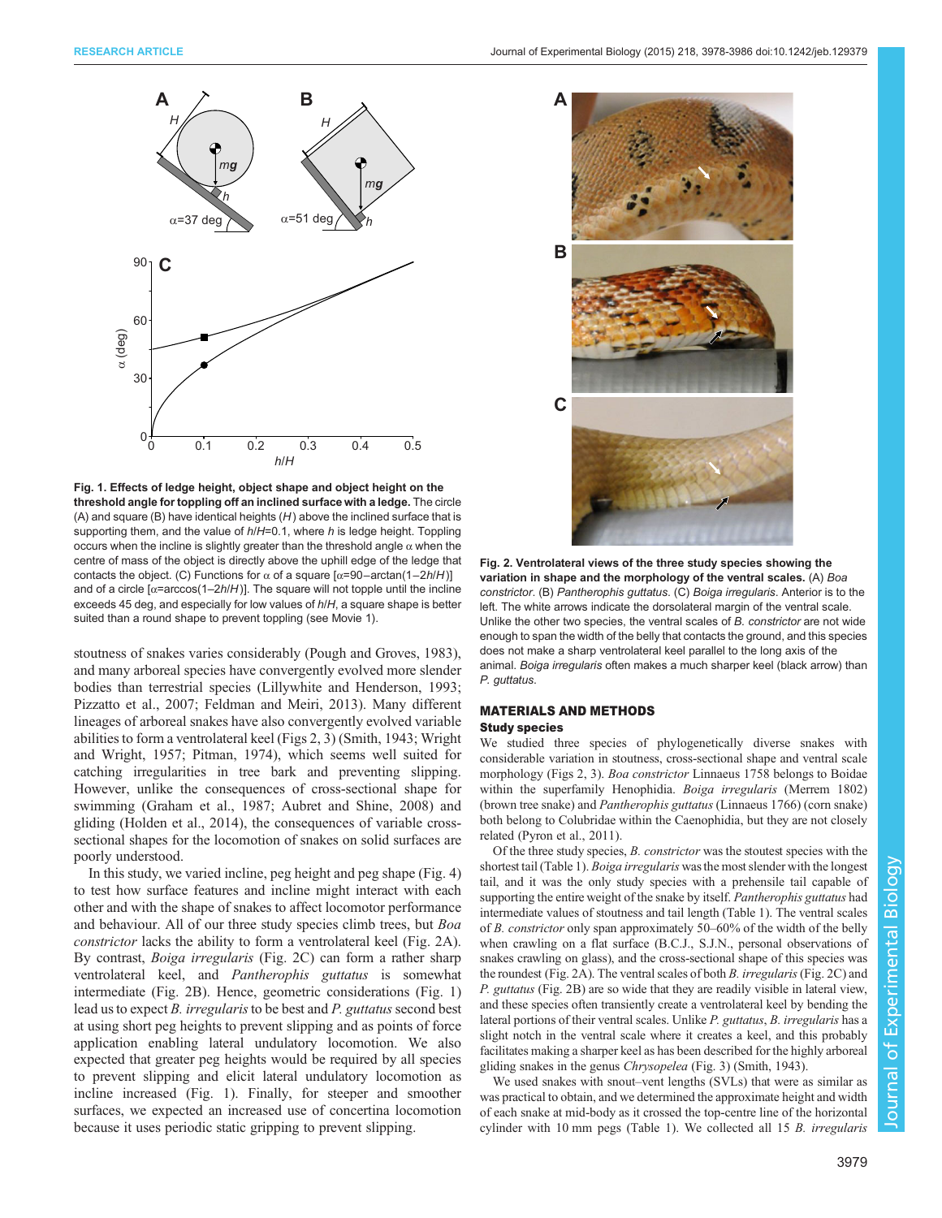Fig. 1. Effects of ledge height, object shape and object height on the threshold angle for toppling off an inclined surface with a ledge. The circle (A) and square (B) have identical heights ($H$) above the inclined surface that is supporting them, and the value of $h/H$=0.1, where $h$ is ledge height. Toppling occurs when the incline is slightly greater than the threshold angle $\alpha$ when the centre of mass of the object is directly above the uphill edge of the ledge that contacts the object. (C) Functions for $\alpha$ of a square [$\alpha$=90−arctan(1−2$h/H$)] and of a circle [$\alpha$=arccos(1−2$h/H$)]. The square will not topple until the incline exceeds 45 deg, and especially for low values of $h/H$, a square shape is better suited than a round shape to prevent toppling (see Movie 1).

stoutness of snakes varies considerably (Pough and Groves, 1983), and many arboreal species have convergently evolved more slender bodies than terrestrial species (Lillywhite and Henderson, 1993; Pizzatto et al., 2007; Feldman and Meiri, 2013). Many different lineages of arboreal snakes have also convergently evolved variable abilities to form a ventrolateral keel (Figs 2, 3) (Smith, 1943; Wright and Wright, 1957; Pitman, 1974), which seems well suited for catching irregularities in tree bark and preventing slipping. However, unlike the consequences of cross-sectional shape for swimming (Graham et al., 1987; Aubret and Shine, 2008) and gliding (Holden et al., 2014), the consequences of variable cross-sectional shapes for the locomotion of snakes on solid surfaces are poorly understood.

In this study, we varied incline, peg height and peg shape (Fig. 4) to test how surface features and incline might interact with each other and with the shape of snakes to affect locomotor performance and behaviour. All of our three study species climb trees, but *Boa constrictor* lacks the ability to form a ventrolateral keel (Fig. 2A). By contrast, *Boiga irregularis* (Fig. 2C) can form a rather sharp ventrolateral keel, and *Pantherophis guttatus* is somewhat intermediate (Fig. 2B). Hence, geometric considerations (Fig. 1) lead us to expect *B. irregularis* to be best and *P. guttatus* second best at using short peg heights to prevent slipping and as points of force application enabling lateral undulatory locomotion. We also expected that greater peg heights would be required by all species to prevent slipping and elicit lateral undulatory locomotion as incline increased (Fig. 1). Finally, for steeper and smoother surfaces, we expected an increased use of concertina locomotion because it uses periodic static gripping to prevent slipping.

Fig. 2. Ventrolateral views of the three study species showing the variation in shape and the morphology of the ventral scales. (A) *Boa constrictor*. (B) *Pantherophis guttatus*. (C) *Boiga irregularis*. Anterior is to the left. The white arrows indicate the dorsolateral margin of the ventral scale. Unlike the other two species, the ventral scales of *B. constrictor* are not wide enough to span the width of the belly that contacts the ground, and this species does not make a sharp ventrolateral keel parallel to the long axis of the animal. *Boiga irregularis* often makes a much sharper keel (black arrow) than *P. guttatus*.

## MATERIALS AND METHODS

### Study species

We studied three species of phylogenetically diverse snakes with considerable variation in stoutness, cross-sectional shape and ventral scale morphology (Figs 2, 3). *Boa constrictor* Linnaeus 1758 belongs to Boidae within the superfamily Henophidia. *Boiga irregularis* (Merrem 1802) (brown tree snake) and *Pantherophis guttatus* (Linnaeus 1766) (corn snake) both belong to Colubridae within the Caenophidia, but they are not closely related (Pyron et al., 2011).

Of the three study species, *B. constrictor* was the stoutest species with the shortest tail (Table 1). *Boiga irregularis* was the most slender with the longest tail, and it was the only study species with a prehensile tail capable of supporting the entire weight of the snake by itself. *Pantherophis guttatus* had intermediate values of stoutness and tail length (Table 1). The ventral scales of *B. constrictor* only span approximately 50–60% of the width of the belly when crawling on a flat surface (B.C.J., S.J.N., personal observations of snakes crawling on glass), and the cross-sectional shape of this species was the roundest (Fig. 2A). The ventral scales of both *B. irregularis* (Fig. 2C) and *P. guttatus* (Fig. 2B) are so wide that they are readily visible in lateral view, and these species often transiently create a ventrolateral keel by bending the lateral portions of their ventral scales. Unlike *P. guttatus*, *B. irregularis* has a slight notch in the ventral scale where it creates a keel, and this probably facilitates making a sharper keel as has been described for the highly arboreal gliding snakes in the genus *Chrysopelea* (Fig. 3) (Smith, 1943).

We used snakes with snout–vent lengths (SVLs) that were as similar as was practical to obtain, and we determined the approximate height and width of each snake at mid-body as it crossed the top-centre line of the horizontal cylinder with 10 mm pegs (Table 1). We collected all 15 *B. irregularis*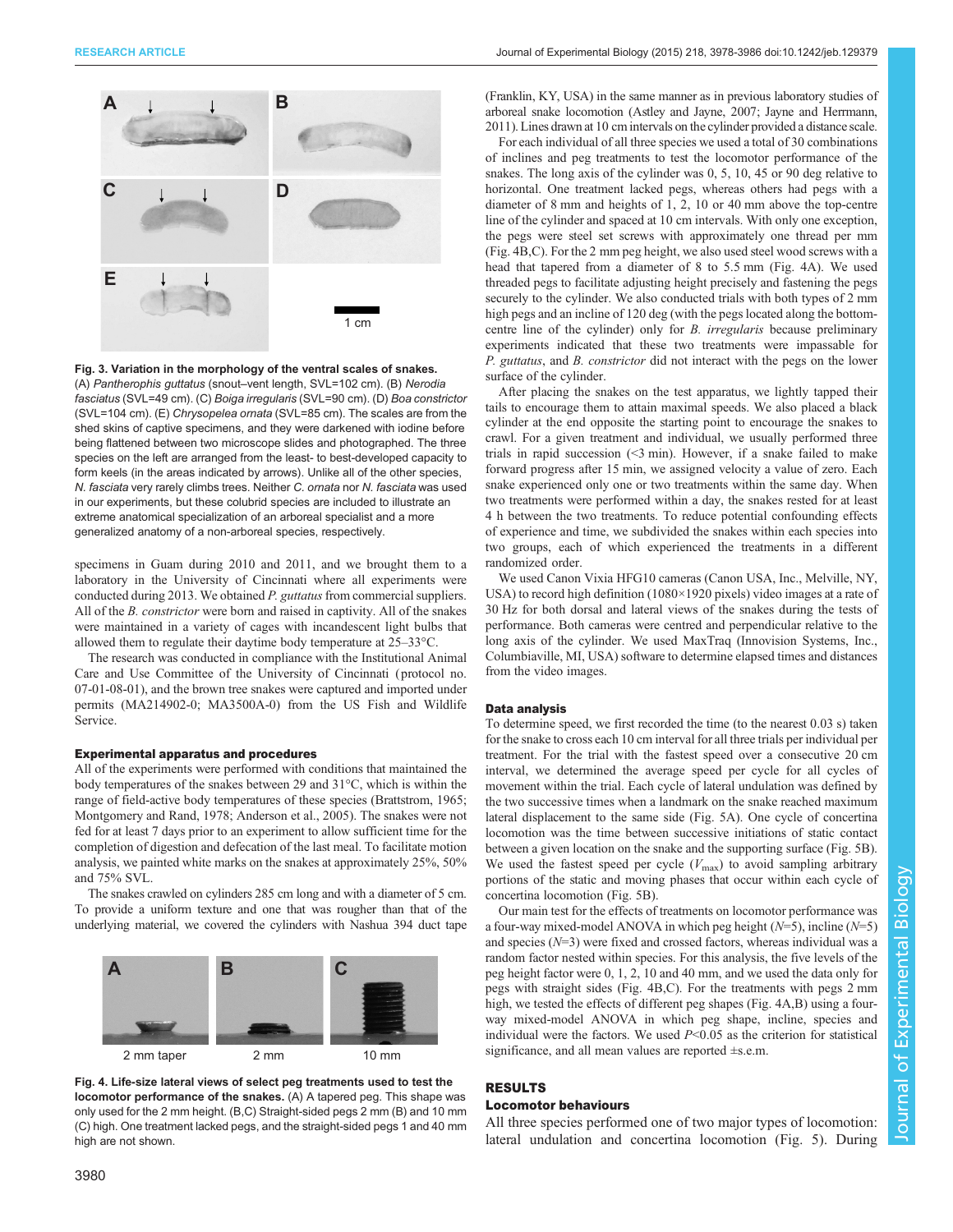**Fig. 3. Variation in the morphology of the ventral scales of snakes.** (A) *Pantherophis guttatus* (snout–vent length, SVL=102 cm). (B) *Nerodia fasciatus* (SVL=49 cm). (C) *Boiga irregularis* (SVL=90 cm). (D) *Boa constrictor* (SVL=104 cm). (E) *Chrysopelea ornata* (SVL=85 cm). The scales are from the shed skins of captive specimens, and they were darkened with iodine before being flattened between two microscope slides and photographed. The three species on the left are arranged from the least- to best-developed capacity to form keels (in the areas indicated by arrows). Unlike all of the other species, *N. fasciata* very rarely climbs trees. Neither *C. ornata* nor *N. fasciata* was used in our experiments, but these colubrid species are included to illustrate an extreme anatomical specialization of an arboreal specialist and a more generalized anatomy of a non-arboreal species, respectively.

specimens in Guam during 2010 and 2011, and we brought them to a laboratory in the University of Cincinnati where all experiments were conducted during 2013. We obtained *P. guttatus* from commercial suppliers. All of the *B. constrictor* were born and raised in captivity. All of the snakes were maintained in a variety of cages with incandescent light bulbs that allowed them to regulate their daytime body temperature at 25–33°C.

The research was conducted in compliance with the Institutional Animal Care and Use Committee of the University of Cincinnati (protocol no. 07-01-08-01), and the brown tree snakes were captured and imported under permits (MA214902-0; MA3500A-0) from the US Fish and Wildlife Service.

### Experimental apparatus and procedures

All of the experiments were performed with conditions that maintained the body temperatures of the snakes between 29 and 31°C, which is within the range of field-active body temperatures of these species (Brattstrom, 1965; Montgomery and Rand, 1978; Anderson et al., 2005). The snakes were not fed for at least 7 days prior to an experiment to allow sufficient time for the completion of digestion and defecation of the last meal. To facilitate motion analysis, we painted white marks on the snakes at approximately 25%, 50% and 75% SVL.

The snakes crawled on cylinders 285 cm long and with a diameter of 5 cm. To provide a uniform texture and one that was rougher than that of the underlying material, we covered the cylinders with Nashua 394 duct tape

**Fig. 4. Life-size lateral views of select peg treatments used to test the locomotor performance of the snakes.** (A) A tapered peg. This shape was only used for the 2 mm height. (B,C) Straight-sided pegs 2 mm (B) and 10 mm (C) high. One treatment lacked pegs, and the straight-sided pegs 1 and 40 mm high are not shown.

(Franklin, KY, USA) in the same manner as in previous laboratory studies of arboreal snake locomotion (Astley and Jayne, 2007; Jayne and Herrmann, 2011). Lines drawn at 10 cm intervals on the cylinder provided a distance scale.

For each individual of all three species we used a total of 30 combinations of inclines and peg treatments to test the locomotor performance of the snakes. The long axis of the cylinder was 0, 5, 10, 45 or 90 deg relative to horizontal. One treatment lacked pegs, whereas others had pegs with a diameter of 8 mm and heights of 1, 2, 10 or 40 mm above the top-centre line of the cylinder and spaced at 10 cm intervals. With only one exception, the pegs were steel set screws with approximately one thread per mm (Fig. 4B,C). For the 2 mm peg height, we also used steel wood screws with a head that tapered from a diameter of 8 to 5.5 mm (Fig. 4A). We used threaded pegs to facilitate adjusting height precisely and fastening the pegs securely to the cylinder. We also conducted trials with both types of 2 mm high pegs and an incline of 120 deg (with the pegs located along the bottom-centre line of the cylinder) only for *B. irregularis* because preliminary experiments indicated that these two treatments were impassable for *P. guttatus*, and *B. constrictor* did not interact with the pegs on the lower surface of the cylinder.

After placing the snakes on the test apparatus, we lightly tapped their tails to encourage them to attain maximal speeds. We also placed a black cylinder at the end opposite the starting point to encourage the snakes to crawl. For a given treatment and individual, we usually performed three trials in rapid succession (<3 min). However, if a snake failed to make forward progress after 15 min, we assigned velocity a value of zero. Each snake experienced only one or two treatments within the same day. When two treatments were performed within a day, the snakes rested for at least 4 h between the two treatments. To reduce potential confounding effects of experience and time, we subdivided the snakes within each species into two groups, each of which experienced the treatments in a different randomized order.

We used Canon Vixia HFG10 cameras (Canon USA, Inc., Melville, NY, USA) to record high definition (1080×1920 pixels) video images at a rate of 30 Hz for both dorsal and lateral views of the snakes during the tests of performance. Both cameras were centred and perpendicular relative to the long axis of the cylinder. We used MaxTraq (Innovision Systems, Inc., Columbiaville, MI, USA) software to determine elapsed times and distances from the video images.

### Data analysis

To determine speed, we first recorded the time (to the nearest 0.03 s) taken for the snake to cross each 10 cm interval for all three trials per individual per treatment. For the trial with the fastest speed over a consecutive 20 cm interval, we determined the average speed per cycle for all cycles of movement within the trial. Each cycle of lateral undulation was defined by the two successive times when a landmark on the snake reached maximum lateral displacement to the same side (Fig. 5A). One cycle of concertina locomotion was the time between successive initiations of static contact between a given location on the snake and the supporting surface (Fig. 5B). We used the fastest speed per cycle ($V_{max}$) to avoid sampling arbitrary portions of the static and moving phases that occur within each cycle of concertina locomotion (Fig. 5B).

Our main test for the effects of treatments on locomotor performance was a four-way mixed-model ANOVA in which peg height ($N$=5), incline ($N$=5) and species ($N$=3) were fixed and crossed factors, whereas individual was a random factor nested within species. For this analysis, the five levels of the peg height factor were 0, 1, 2, 10 and 40 mm, and we used the data only for pegs with straight sides (Fig. 4B,C). For the treatments with pegs 2 mm high, we tested the effects of different peg shapes (Fig. 4A,B) using a four-way mixed-model ANOVA in which peg shape, incline, species and individual were the factors. We used $P$<0.05 as the criterion for statistical significance, and all mean values are reported ±s.e.m.

## RESULTS

### Locomotor behaviours

All three species performed one of two major types of locomotion: lateral undulation and concertina locomotion (Fig. 5). During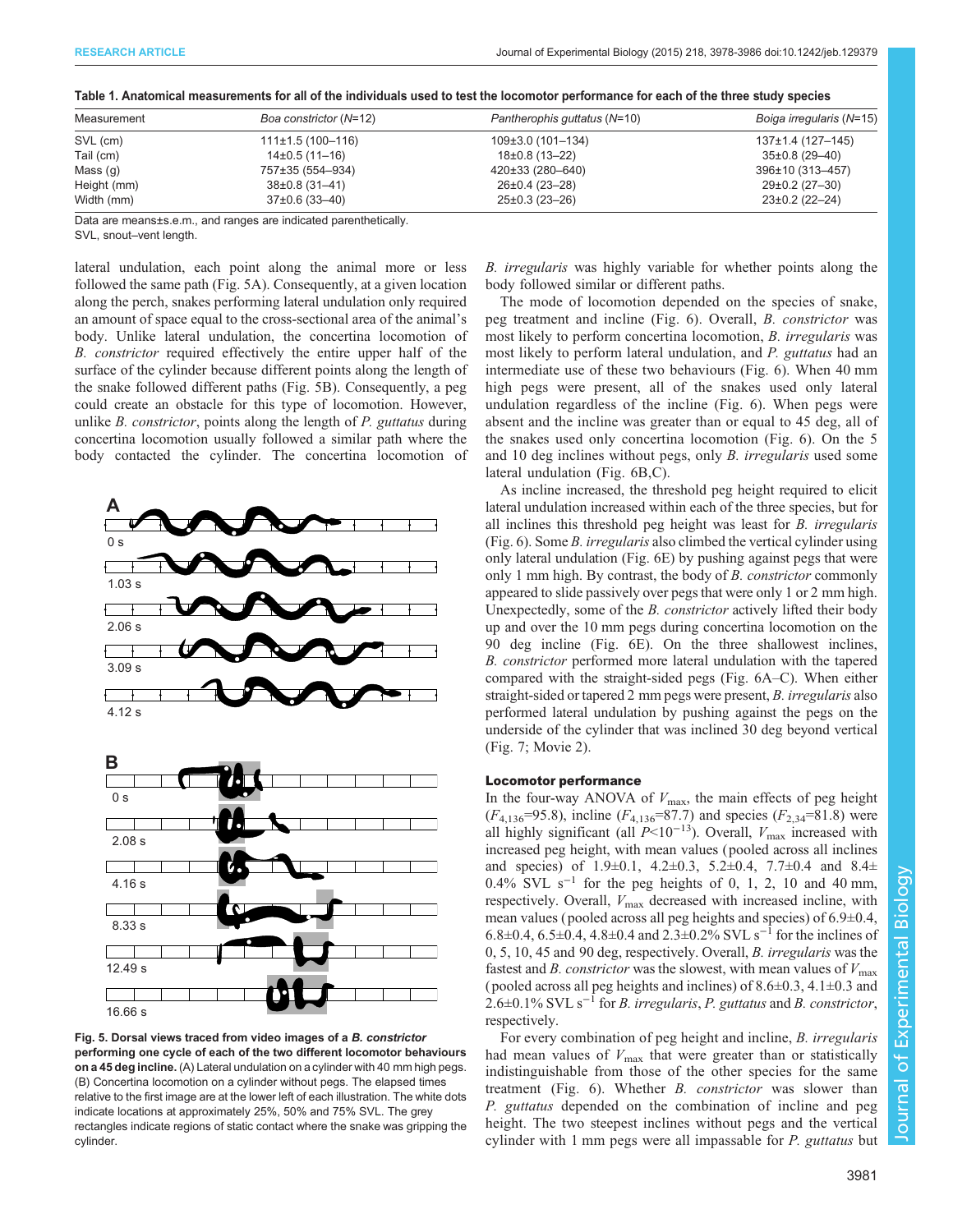**Table 1. Anatomical measurements for all of the individuals used to test the locomotor performance for each of the three study species**

| Measurement | *Boa constrictor* (*N*=12) | *Pantherophis guttatus* (*N*=10) | *Boiga irregularis* (*N*=15) |
|---|---|---|---|
| SVL (cm) | 111±1.5 (100–116) | 109±3.0 (101–134) | 137±1.4 (127–145) |
| Tail (cm) | 14±0.5 (11–16) | 18±0.8 (13–22) | 35±0.8 (29–40) |
| Mass (g) | 757±35 (554–934) | 420±33 (280–640) | 396±10 (313–457) |
| Height (mm) | 38±0.8 (31–41) | 26±0.4 (23–28) | 29±0.2 (27–30) |
| Width (mm) | 37±0.6 (33–40) | 25±0.3 (23–26) | 23±0.2 (22–24) |

Data are means±s.e.m., and ranges are indicated parenthetically.
SVL, snout–vent length.

lateral undulation, each point along the animal more or less followed the same path (Fig. 5A). Consequently, at a given location along the perch, snakes performing lateral undulation only required an amount of space equal to the cross-sectional area of the animal's body. Unlike lateral undulation, the concertina locomotion of *B. constrictor* required effectively the entire upper half of the surface of the cylinder because different points along the length of the snake followed different paths (Fig. 5B). Consequently, a peg could create an obstacle for this type of locomotion. However, unlike *B. constrictor*, points along the length of *P. guttatus* during concertina locomotion usually followed a similar path where the body contacted the cylinder. The concertina locomotion of *B. irregularis* was highly variable for whether points along the body followed similar or different paths.

**Fig. 5. Dorsal views traced from video images of a *B. constrictor* performing one cycle of each of the two different locomotor behaviours on a 45 deg incline.** (A) Lateral undulation on a cylinder with 40 mm high pegs. (B) Concertina locomotion on a cylinder without pegs. The elapsed times relative to the first image are at the lower left of each illustration. The white dots indicate locations at approximately 25%, 50% and 75% SVL. The grey rectangles indicate regions of static contact where the snake was gripping the cylinder.

The mode of locomotion depended on the species of snake, peg treatment and incline (Fig. 6). Overall, *B. constrictor* was most likely to perform concertina locomotion, *B. irregularis* was most likely to perform lateral undulation, and *P. guttatus* had an intermediate use of these two behaviours (Fig. 6). When 40 mm high pegs were present, all of the snakes used only lateral undulation regardless of the incline (Fig. 6). When pegs were absent and the incline was greater than or equal to 45 deg, all of the snakes used only concertina locomotion (Fig. 6). On the 5 and 10 deg inclines without pegs, only *B. irregularis* used some lateral undulation (Fig. 6B,C).

As incline increased, the threshold peg height required to elicit lateral undulation increased within each of the three species, but for all inclines this threshold peg height was least for *B. irregularis* (Fig. 6). Some *B. irregularis* also climbed the vertical cylinder using only lateral undulation (Fig. 6E) by pushing against pegs that were only 1 mm high. By contrast, the body of *B. constrictor* commonly appeared to slide passively over pegs that were only 1 or 2 mm high. Unexpectedly, some of the *B. constrictor* actively lifted their body up and over the 10 mm pegs during concertina locomotion on the 90 deg incline (Fig. 6E). On the three shallowest inclines, *B. constrictor* performed more lateral undulation with the tapered compared with the straight-sided pegs (Fig. 6A–C). When either straight-sided or tapered 2 mm pegs were present, *B. irregularis* also performed lateral undulation by pushing against the pegs on the underside of the cylinder that was inclined 30 deg beyond vertical (Fig. 7; Movie 2).

### Locomotor performance

In the four-way ANOVA of $V_{max}$, the main effects of peg height ($F_{4,136}$=95.8), incline ($F_{4,136}$=87.7) and species ($F_{2,34}$=81.8) were all highly significant (all $P<10^{-13}$). Overall, $V_{max}$ increased with increased peg height, with mean values (pooled across all inclines and species) of 1.9±0.1, 4.2±0.3, 5.2±0.4, 7.7±0.4 and 8.4±0.4% SVL $s^{-1}$ for the peg heights of 0, 1, 2, 10 and 40 mm, respectively. Overall, $V_{max}$ decreased with increased incline, with mean values (pooled across all peg heights and species) of 6.9±0.4, 6.8±0.4, 6.5±0.4, 4.8±0.4 and 2.3±0.2% SVL $s^{-1}$ for the inclines of 0, 5, 10, 45 and 90 deg, respectively. Overall, *B. irregularis* was the fastest and *B. constrictor* was the slowest, with mean values of $V_{max}$ (pooled across all peg heights and inclines) of 8.6±0.3, 4.1±0.3 and 2.6±0.1% SVL $s^{-1}$ for *B. irregularis*, *P. guttatus* and *B. constrictor*, respectively.

For every combination of peg height and incline, *B. irregularis* had mean values of $V_{max}$ that were greater than or statistically indistinguishable from those of the other species for the same treatment (Fig. 6). Whether *B. constrictor* was slower than *P. guttatus* depended on the combination of incline and peg height. The two steepest inclines without pegs and the vertical cylinder with 1 mm pegs were all impassable for *P. guttatus* but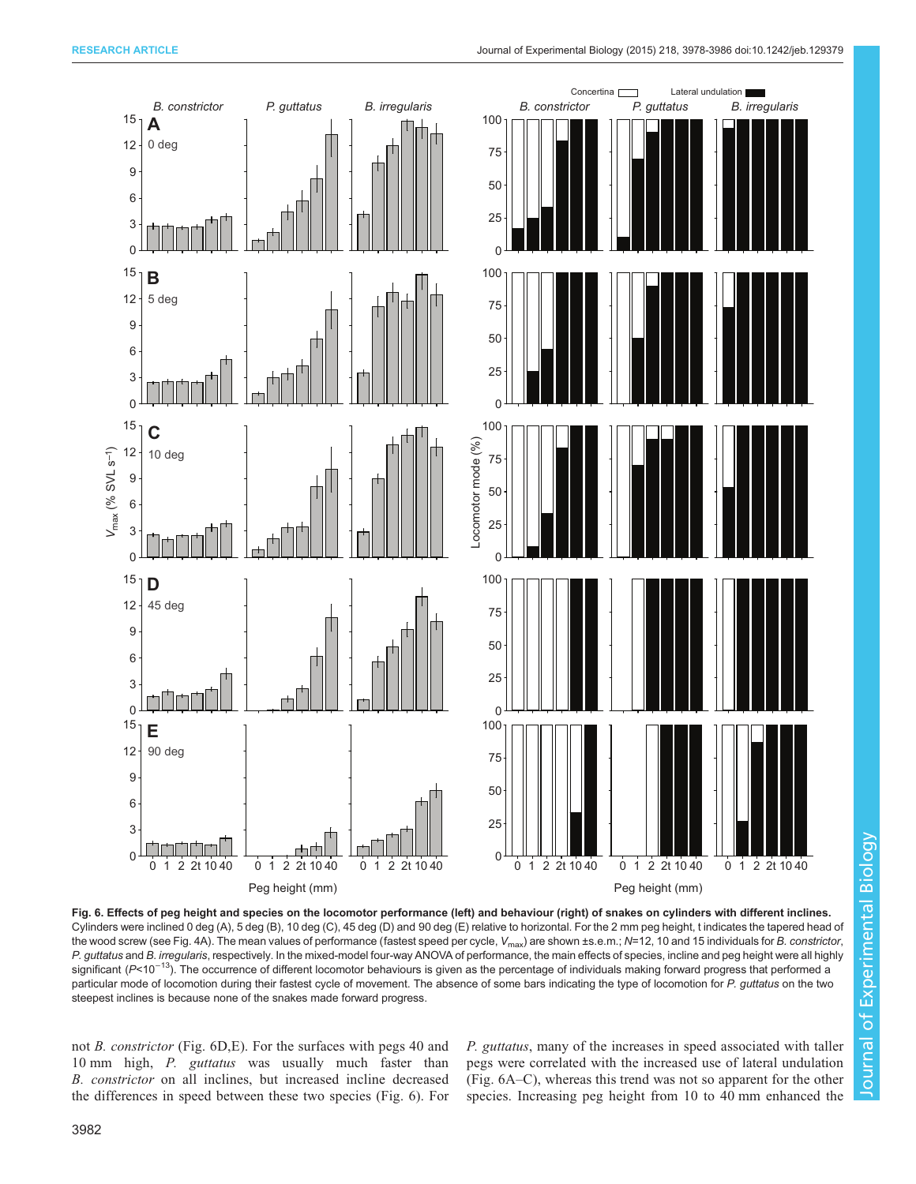**Fig. 6. Effects of peg height and species on the locomotor performance (left) and behaviour (right) of snakes on cylinders with different inclines.** Cylinders were inclined 0 deg (A), 5 deg (B), 10 deg (C), 45 deg (D) and 90 deg (E) relative to horizontal. For the 2 mm peg height, t indicates the tapered head of the wood screw (see Fig. 4A). The mean values of performance (fastest speed per cycle, $V_{max}$) are shown ±s.e.m.; *N*=12, 10 and 15 individuals for *B. constrictor*, *P. guttatus* and *B. irregularis*, respectively. In the mixed-model four-way ANOVA of performance, the main effects of species, incline and peg height were all highly significant ($P<10^{-13}$). The occurrence of different locomotor behaviours is given as the percentage of individuals making forward progress that performed a particular mode of locomotion during their fastest cycle of movement. The absence of some bars indicating the type of locomotion for *P. guttatus* on the two steepest inclines is because none of the snakes made forward progress.

not *B. constrictor* (Fig. 6D,E). For the surfaces with pegs 40 and 10 mm high, *P. guttatus* was usually much faster than *B. constrictor* on all inclines, but increased incline decreased the differences in speed between these two species (Fig. 6). For *P. guttatus*, many of the increases in speed associated with taller pegs were correlated with the increased use of lateral undulation (Fig. 6A–C), whereas this trend was not so apparent for the other species. Increasing peg height from 10 to 40 mm enhanced the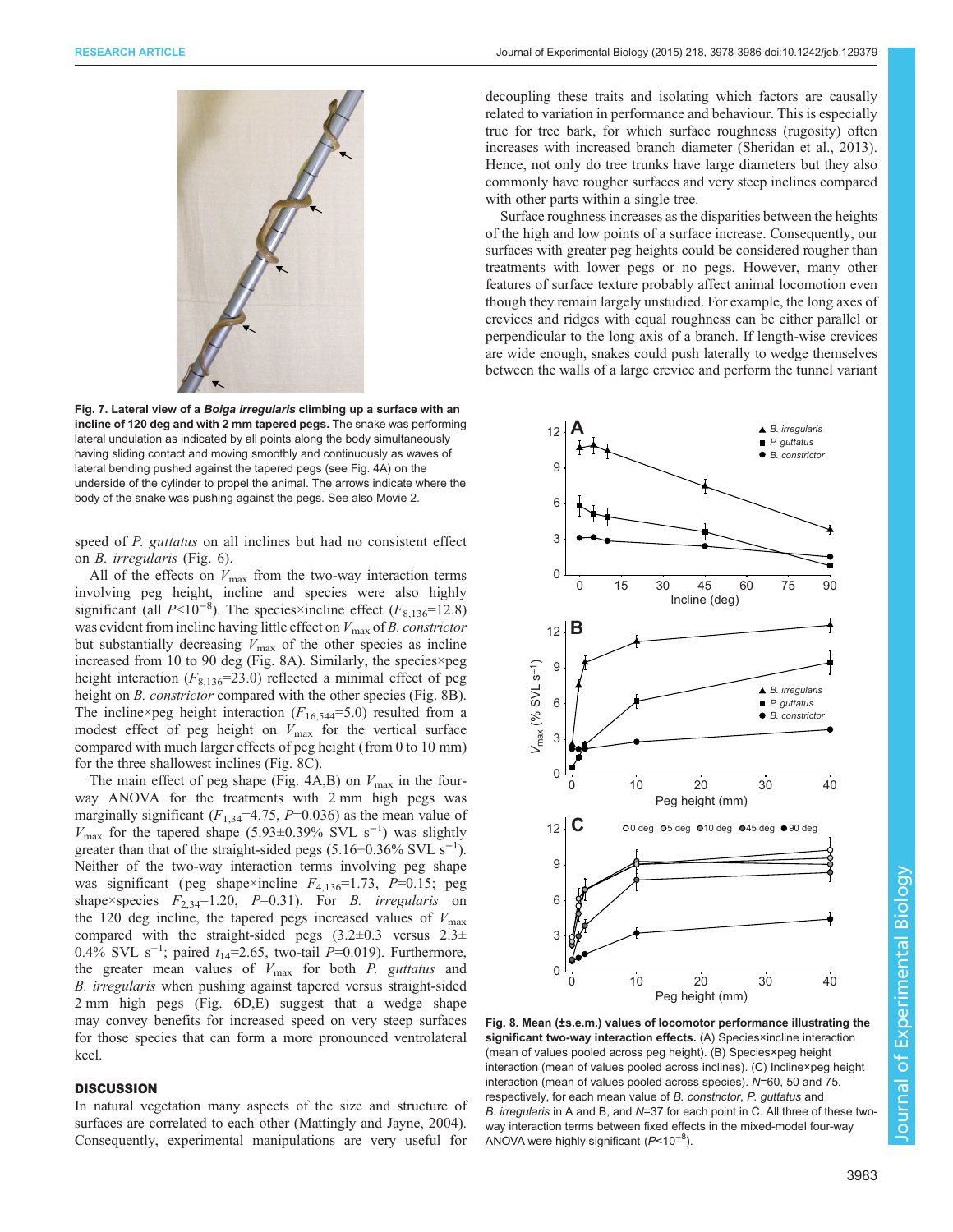**Fig. 7. Lateral view of a *Boiga irregularis* climbing up a surface with an incline of 120 deg and with 2 mm tapered pegs.** The snake was performing lateral undulation as indicated by all points along the body simultaneously having sliding contact and moving smoothly and continuously as waves of lateral bending pushed against the tapered pegs (see Fig. 4A) on the underside of the cylinder to propel the animal. The arrows indicate where the body of the snake was pushing against the pegs. See also Movie 2.

speed of *P. guttatus* on all inclines but had no consistent effect on *B. irregularis* (Fig. 6).

All of the effects on $V_{max}$ from the two-way interaction terms involving peg height, incline and species were also highly significant (all $P<10^{-8}$). The species×incline effect ($F_{8,136}$=12.8) was evident from incline having little effect on $V_{max}$ of *B. constrictor* but substantially decreasing $V_{max}$ of the other species as incline increased from 10 to 90 deg (Fig. 8A). Similarly, the species×peg height interaction ($F_{8,136}$=23.0) reflected a minimal effect of peg height on *B. constrictor* compared with the other species (Fig. 8B). The incline×peg height interaction ($F_{16,544}$=5.0) resulted from a modest effect of peg height on $V_{max}$ for the vertical surface compared with much larger effects of peg height (from 0 to 10 mm) for the three shallowest inclines (Fig. 8C).

The main effect of peg shape (Fig. 4A,B) on $V_{max}$ in the four-way ANOVA for the treatments with 2 mm high pegs was marginally significant ($F_{1,34}$=4.75, $P$=0.036) as the mean value of $V_{max}$ for the tapered shape (5.93±0.39% SVL $s^{-1}$) was slightly greater than that of the straight-sided pegs (5.16±0.36% SVL $s^{-1}$). Neither of the two-way interaction terms involving peg shape was significant (peg shape×incline $F_{4,136}$=1.73, $P$=0.15; peg shape×species $F_{2,34}$=1.20, $P$=0.31). For *B. irregularis* on the 120 deg incline, the tapered pegs increased values of $V_{max}$ compared with the straight-sided pegs (3.2±0.3 versus 2.3±0.4% SVL $s^{-1}$; paired $t_{14}$=2.65, two-tail $P$=0.019). Furthermore, the greater mean values of $V_{max}$ for both *P. guttatus* and *B. irregularis* when pushing against tapered versus straight-sided 2 mm high pegs (Fig. 6D,E) suggest that a wedge shape may convey benefits for increased speed on very steep surfaces for those species that can form a more pronounced ventrolateral keel.

## DISCUSSION

In natural vegetation many aspects of the size and structure of surfaces are correlated to each other (Mattingly and Jayne, 2004). Consequently, experimental manipulations are very useful for decoupling these traits and isolating which factors are causally related to variation in performance and behaviour. This is especially true for tree bark, for which surface roughness (rugosity) often increases with increased branch diameter (Sheridan et al., 2013). Hence, not only do tree trunks have large diameters but they also commonly have rougher surfaces and very steep inclines compared with other parts within a single tree.

Surface roughness increases as the disparities between the heights of the high and low points of a surface increase. Consequently, our surfaces with greater peg heights could be considered rougher than treatments with lower pegs or no pegs. However, many other features of surface texture probably affect animal locomotion even though they remain largely unstudied. For example, the long axes of crevices and ridges with equal roughness can be either parallel or perpendicular to the long axis of a branch. If length-wise crevices are wide enough, snakes could push laterally to wedge themselves between the walls of a large crevice and perform the tunnel variant

**Fig. 8. Mean (±s.e.m.) values of locomotor performance illustrating the significant two-way interaction effects.** (A) Species×incline interaction (mean of values pooled across peg height). (B) Species×peg height interaction (mean of values pooled across inclines). (C) Incline×peg height interaction (mean of values pooled across species). $N$=60, 50 and 75, respectively, for each mean value of *B. constrictor*, *P. guttatus* and *B. irregularis* in A and B, and $N$=37 for each point in C. All three of these two-way interaction terms between fixed effects in the mixed-model four-way ANOVA were highly significant ($P<10^{-8}$).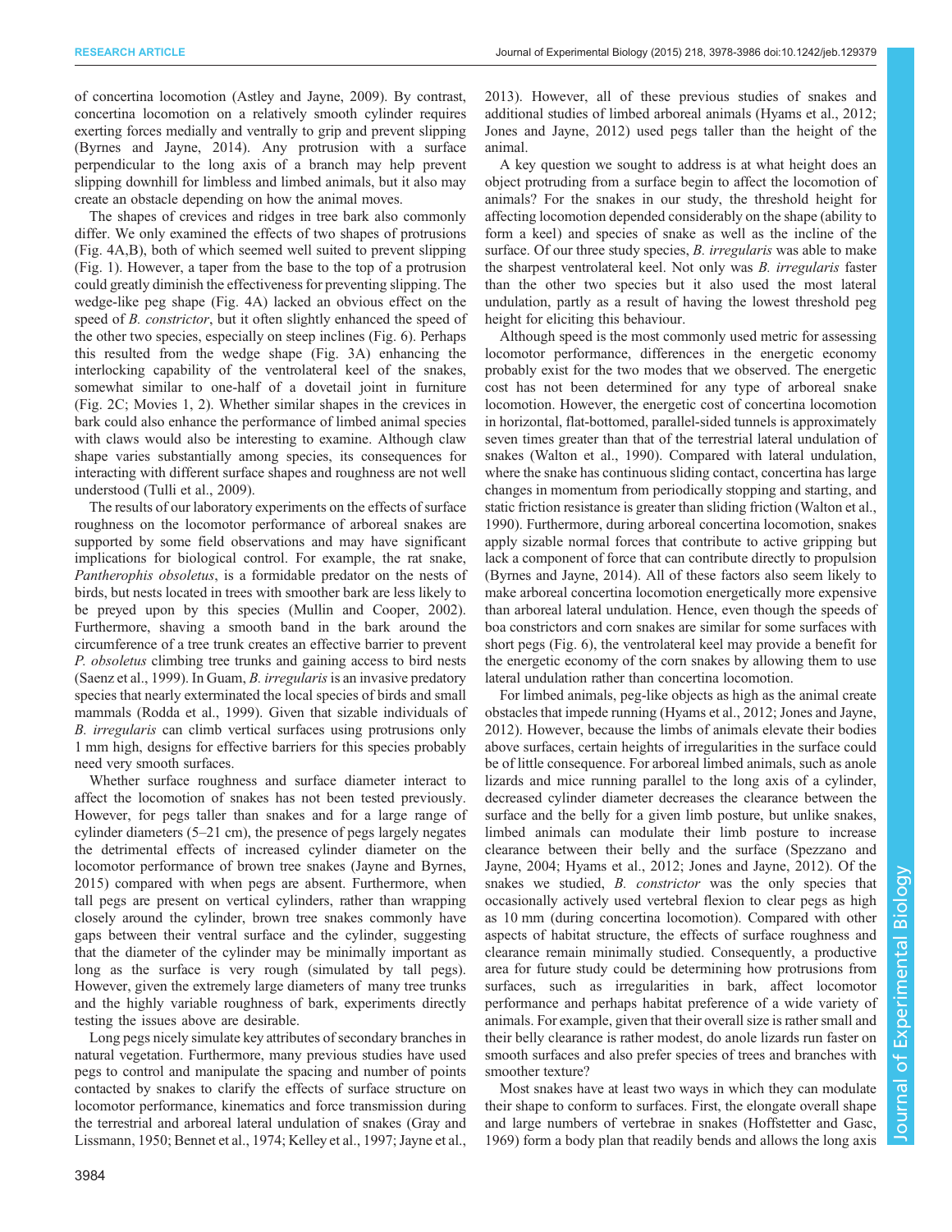of concertina locomotion (Astley and Jayne, 2009). By contrast, concertina locomotion on a relatively smooth cylinder requires exerting forces medially and ventrally to grip and prevent slipping (Byrnes and Jayne, 2014). Any protrusion with a surface perpendicular to the long axis of a branch may help prevent slipping downhill for limbless and limbed animals, but it also may create an obstacle depending on how the animal moves.

The shapes of crevices and ridges in tree bark also commonly differ. We only examined the effects of two shapes of protrusions (Fig. 4A,B), both of which seemed well suited to prevent slipping (Fig. 1). However, a taper from the base to the top of a protrusion could greatly diminish the effectiveness for preventing slipping. The wedge-like peg shape (Fig. 4A) lacked an obvious effect on the speed of *B. constrictor*, but it often slightly enhanced the speed of the other two species, especially on steep inclines (Fig. 6). Perhaps this resulted from the wedge shape (Fig. 3A) enhancing the interlocking capability of the ventrolateral keel of the snakes, somewhat similar to one-half of a dovetail joint in furniture (Fig. 2C; Movies 1, 2). Whether similar shapes in the crevices in bark could also enhance the performance of limbed animal species with claws would also be interesting to examine. Although claw shape varies substantially among species, its consequences for interacting with different surface shapes and roughness are not well understood (Tulli et al., 2009).

The results of our laboratory experiments on the effects of surface roughness on the locomotor performance of arboreal snakes are supported by some field observations and may have significant implications for biological control. For example, the rat snake, *Pantherophis obsoletus*, is a formidable predator on the nests of birds, but nests located in trees with smoother bark are less likely to be preyed upon by this species (Mullin and Cooper, 2002). Furthermore, shaving a smooth band in the bark around the circumference of a tree trunk creates an effective barrier to prevent *P. obsoletus* climbing tree trunks and gaining access to bird nests (Saenz et al., 1999). In Guam, *B. irregularis* is an invasive predatory species that nearly exterminated the local species of birds and small mammals (Rodda et al., 1999). Given that sizable individuals of *B. irregularis* can climb vertical surfaces using protrusions only 1 mm high, designs for effective barriers for this species probably need very smooth surfaces.

Whether surface roughness and surface diameter interact to affect the locomotion of snakes has not been tested previously. However, for pegs taller than snakes and for a large range of cylinder diameters (5–21 cm), the presence of pegs largely negates the detrimental effects of increased cylinder diameter on the locomotor performance of brown tree snakes (Jayne and Byrnes, 2015) compared with when pegs are absent. Furthermore, when tall pegs are present on vertical cylinders, rather than wrapping closely around the cylinder, brown tree snakes commonly have gaps between their ventral surface and the cylinder, suggesting that the diameter of the cylinder may be minimally important as long as the surface is very rough (simulated by tall pegs). However, given the extremely large diameters of many tree trunks and the highly variable roughness of bark, experiments directly testing the issues above are desirable.

Long pegs nicely simulate key attributes of secondary branches in natural vegetation. Furthermore, many previous studies have used pegs to control and manipulate the spacing and number of points contacted by snakes to clarify the effects of surface structure on locomotor performance, kinematics and force transmission during the terrestrial and arboreal lateral undulation of snakes (Gray and Lissmann, 1950; Bennet et al., 1974; Kelley et al., 1997; Jayne et al., 2013). However, all of these previous studies of snakes and additional studies of limbed arboreal animals (Hyams et al., 2012; Jones and Jayne, 2012) used pegs taller than the height of the animal.

A key question we sought to address is at what height does an object protruding from a surface begin to affect the locomotion of animals? For the snakes in our study, the threshold height for affecting locomotion depended considerably on the shape (ability to form a keel) and species of snake as well as the incline of the surface. Of our three study species, *B. irregularis* was able to make the sharpest ventrolateral keel. Not only was *B. irregularis* faster than the other two species but it also used the most lateral undulation, partly as a result of having the lowest threshold peg height for eliciting this behaviour.

Although speed is the most commonly used metric for assessing locomotor performance, differences in the energetic economy probably exist for the two modes that we observed. The energetic cost has not been determined for any type of arboreal snake locomotion. However, the energetic cost of concertina locomotion in horizontal, flat-bottomed, parallel-sided tunnels is approximately seven times greater than that of the terrestrial lateral undulation of snakes (Walton et al., 1990). Compared with lateral undulation, where the snake has continuous sliding contact, concertina has large changes in momentum from periodically stopping and starting, and static friction resistance is greater than sliding friction (Walton et al., 1990). Furthermore, during arboreal concertina locomotion, snakes apply sizable normal forces that contribute to active gripping but lack a component of force that can contribute directly to propulsion (Byrnes and Jayne, 2014). All of these factors also seem likely to make arboreal concertina locomotion energetically more expensive than arboreal lateral undulation. Hence, even though the speeds of boa constrictors and corn snakes are similar for some surfaces with short pegs (Fig. 6), the ventrolateral keel may provide a benefit for the energetic economy of the corn snakes by allowing them to use lateral undulation rather than concertina locomotion.

For limbed animals, peg-like objects as high as the animal create obstacles that impede running (Hyams et al., 2012; Jones and Jayne, 2012). However, because the limbs of animals elevate their bodies above surfaces, certain heights of irregularities in the surface could be of little consequence. For arboreal limbed animals, such as anole lizards and mice running parallel to the long axis of a cylinder, decreased cylinder diameter decreases the clearance between the surface and the belly for a given limb posture, but unlike snakes, limbed animals can modulate their limb posture to increase clearance between their belly and the surface (Spezzano and Jayne, 2004; Hyams et al., 2012; Jones and Jayne, 2012). Of the snakes we studied, *B. constrictor* was the only species that occasionally used vertebral flexion to clear pegs as high as 10 mm (during concertina locomotion). Compared with other aspects of habitat structure, the effects of surface roughness and clearance remain minimally studied. Consequently, a productive area for future study could be determining how protrusions from surfaces, such as irregularities in bark, affect locomotor performance and perhaps habitat preference of a wide variety of animals. For example, given that their overall size is rather small and their belly clearance is rather modest, do anole lizards run faster on smooth surfaces and also prefer species of trees and branches with smoother texture?

Most snakes have at least two ways in which they can modulate their shape to conform to surfaces. First, the elongate overall shape and large numbers of vertebrae in snakes (Hoffstetter and Gasc, 1969) form a body plan that readily bends and allows the long axis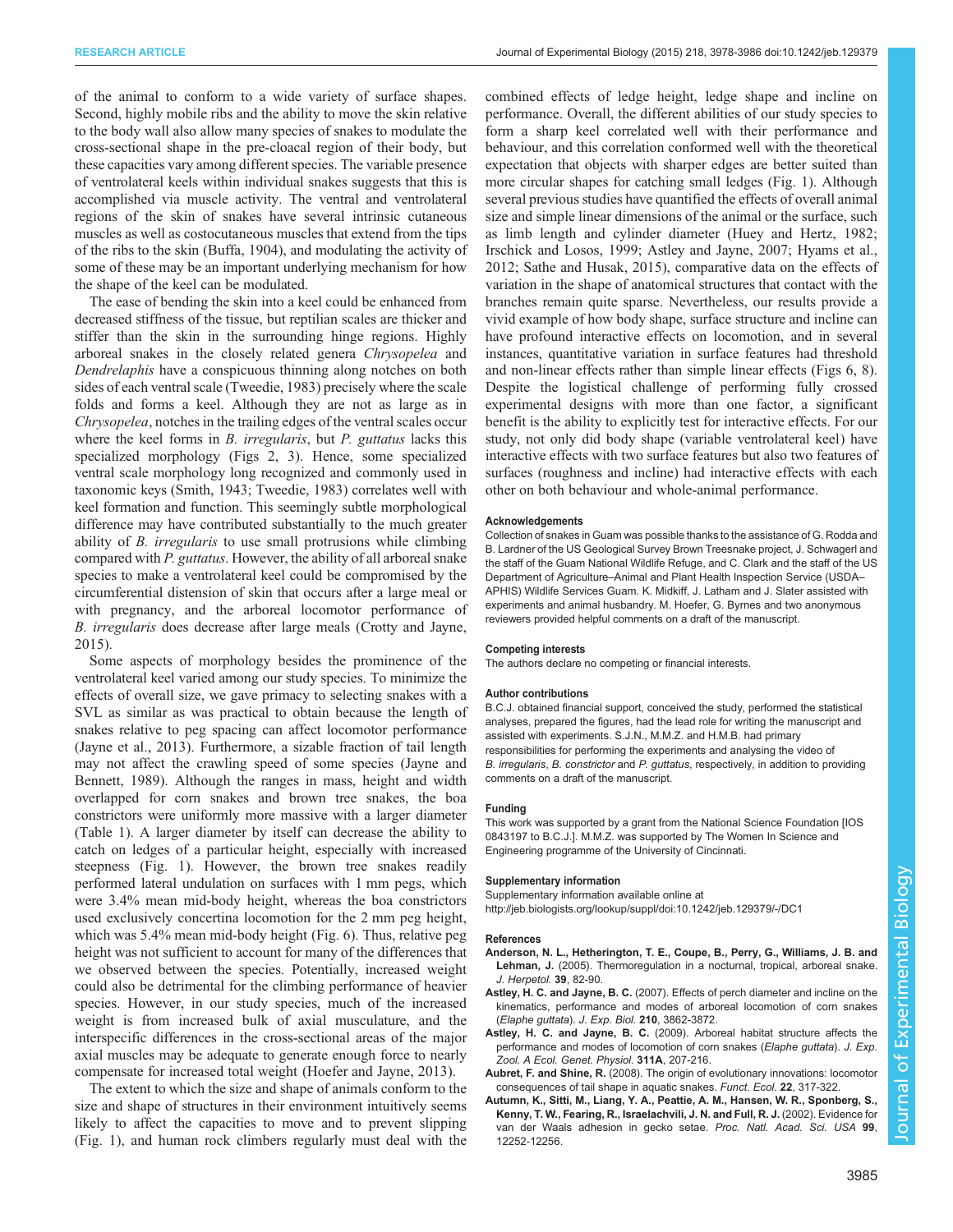of the animal to conform to a wide variety of surface shapes. Second, highly mobile ribs and the ability to move the skin relative to the body wall also allow many species of snakes to modulate the cross-sectional shape in the pre-cloacal region of their body, but these capacities vary among different species. The variable presence of ventrolateral keels within individual snakes suggests that this is accomplished via muscle activity. The ventral and ventrolateral regions of the skin of snakes have several intrinsic cutaneous muscles as well as costocutaneous muscles that extend from the tips of the ribs to the skin (Buffa, 1904), and modulating the activity of some of these may be an important underlying mechanism for how the shape of the keel can be modulated.

The ease of bending the skin into a keel could be enhanced from decreased stiffness of the tissue, but reptilian scales are thicker and stiffer than the skin in the surrounding hinge regions. Highly arboreal snakes in the closely related genera *Chrysopelea* and *Dendrelaphis* have a conspicuous thinning along notches on both sides of each ventral scale (Tweedie, 1983) precisely where the scale folds and forms a keel. Although they are not as large as in *Chrysopelea*, notches in the trailing edges of the ventral scales occur where the keel forms in *B. irregularis*, but *P. guttatus* lacks this specialized morphology (Figs 2, 3). Hence, some specialized ventral scale morphology long recognized and commonly used in taxonomic keys (Smith, 1943; Tweedie, 1983) correlates well with keel formation and function. This seemingly subtle morphological difference may have contributed substantially to the much greater ability of *B. irregularis* to use small protrusions while climbing compared with *P. guttatus*. However, the ability of all arboreal snake species to make a ventrolateral keel could be compromised by the circumferential distension of skin that occurs after a large meal or with pregnancy, and the arboreal locomotor performance of *B. irregularis* does decrease after large meals (Crotty and Jayne, 2015).

Some aspects of morphology besides the prominence of the ventrolateral keel varied among our study species. To minimize the effects of overall size, we gave primacy to selecting snakes with a SVL as similar as was practical to obtain because the length of snakes relative to peg spacing can affect locomotor performance (Jayne et al., 2013). Furthermore, a sizable fraction of tail length may not affect the crawling speed of some species (Jayne and Bennett, 1989). Although the ranges in mass, height and width overlapped for corn snakes and brown tree snakes, the boa constrictors were uniformly more massive with a larger diameter (Table 1). A larger diameter by itself can decrease the ability to catch on ledges of a particular height, especially with increased steepness (Fig. 1). However, the brown tree snakes readily performed lateral undulation on surfaces with 1 mm pegs, which were 3.4% mean mid-body height, whereas the boa constrictors used exclusively concertina locomotion for the 2 mm peg height, which was 5.4% mean mid-body height (Fig. 6). Thus, relative peg height was not sufficient to account for many of the differences that we observed between the species. Potentially, increased weight could also be detrimental for the climbing performance of heavier species. However, in our study species, much of the increased weight is from increased bulk of axial musculature, and the interspecific differences in the cross-sectional areas of the major axial muscles may be adequate to generate enough force to nearly compensate for increased total weight (Hoefer and Jayne, 2013).

The extent to which the size and shape of animals conform to the size and shape of structures in their environment intuitively seems likely to affect the capacities to move and to prevent slipping (Fig. 1), and human rock climbers regularly must deal with the combined effects of ledge height, ledge shape and incline on performance. Overall, the different abilities of our study species to form a sharp keel correlated well with their performance and behaviour, and this correlation conformed well with the theoretical expectation that objects with sharper edges are better suited than more circular shapes for catching small ledges (Fig. 1). Although several previous studies have quantified the effects of overall animal size and simple linear dimensions of the animal or the surface, such as limb length and cylinder diameter (Huey and Hertz, 1982; Irschick and Losos, 1999; Astley and Jayne, 2007; Hyams et al., 2012; Sathe and Husak, 2015), comparative data on the effects of variation in the shape of anatomical structures that contact with the branches remain quite sparse. Nevertheless, our results provide a vivid example of how body shape, surface structure and incline can have profound interactive effects on locomotion, and in several instances, quantitative variation in surface features had threshold and non-linear effects rather than simple linear effects (Figs 6, 8). Despite the logistical challenge of performing fully crossed experimental designs with more than one factor, a significant benefit is the ability to explicitly test for interactive effects. For our study, not only did body shape (variable ventrolateral keel) have interactive effects with two surface features but also two features of surfaces (roughness and incline) had interactive effects with each other on both behaviour and whole-animal performance.

#### Acknowledgements

Collection of snakes in Guam was possible thanks to the assistance of G. Rodda and B. Lardner of the US Geological Survey Brown Treesnake project, J. Schwagerl and the staff of the Guam National Wildlife Refuge, and C. Clark and the staff of the US Department of Agriculture–Animal and Plant Health Inspection Service (USDA–APHIS) Wildlife Services Guam. K. Midkiff, J. Latham and J. Slater assisted with experiments and animal husbandry. M. Hoefer, G. Byrnes and two anonymous reviewers provided helpful comments on a draft of the manuscript.

#### Competing interests

The authors declare no competing or financial interests.

#### Author contributions

B.C.J. obtained financial support, conceived the study, performed the statistical analyses, prepared the figures, had the lead role for writing the manuscript and assisted with experiments. S.J.N., M.M.Z. and H.M.B. had primary responsibilities for performing the experiments and analysing the video of *B. irregularis*, *B. constrictor* and *P. guttatus*, respectively, in addition to providing comments on a draft of the manuscript.

#### Funding

This work was supported by a grant from the National Science Foundation [IOS 0843197 to B.C.J.]. M.M.Z. was supported by The Women In Science and Engineering programme of the University of Cincinnati.

#### Supplementary information

Supplementary information available online at http://jeb.biologists.org/lookup/suppl/doi:10.1242/jeb.129379/-/DC1

#### References

**Anderson, N. L., Hetherington, T. E., Coupe, B., Perry, G., Williams, J. B. and Lehman, J.** (2005). Thermoregulation in a nocturnal, tropical, arboreal snake. *J. Herpetol.* **39**, 82-90.

**Astley, H. C. and Jayne, B. C.** (2007). Effects of perch diameter and incline on the kinematics, performance and modes of arboreal locomotion of corn snakes (*Elaphe guttata*). *J. Exp. Biol.* **210**, 3862-3872.

**Astley, H. C. and Jayne, B. C.** (2009). Arboreal habitat structure affects the performance and modes of locomotion of corn snakes (*Elaphe guttata*). *J. Exp. Zool. A Ecol. Genet. Physiol.* **311A**, 207-216.

**Aubret, F. and Shine, R.** (2008). The origin of evolutionary innovations: locomotor consequences of tail shape in aquatic snakes. *Funct. Ecol.* **22**, 317-322.

**Autumn, K., Sitti, M., Liang, Y. A., Peattie, A. M., Hansen, W. R., Sponberg, S., Kenny, T. W., Fearing, R., Israelachvili, J. N. and Full, R. J.** (2002). Evidence for van der Waals adhesion in gecko setae. *Proc. Natl. Acad. Sci. USA* **99**, 12252-12256.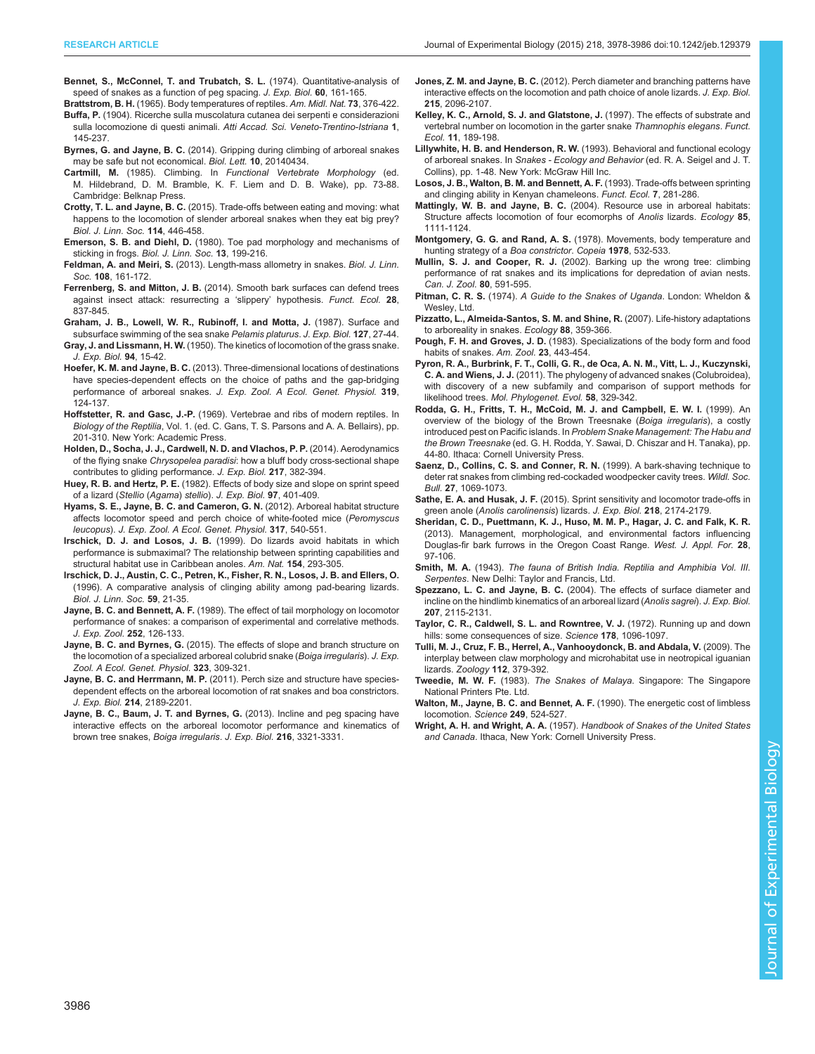**Bennet, S., McConnel, T. and Trubatch, S. L.** (1974). Quantitative-analysis of speed of snakes as a function of peg spacing. *J. Exp. Biol.* **60**, 161-165.

**Brattstrom, B. H.** (1965). Body temperatures of reptiles. *Am. Midl. Nat.* **73**, 376-422.

**Buffa, P.** (1904). Ricerche sulla muscolatura cutanea dei serpenti e considerazioni sulla locomozione di questi animali. *Atti Accad. Sci. Veneto-Trentino-Istriana* **1**, 145-237.

**Byrnes, G. and Jayne, B. C.** (2014). Gripping during climbing of arboreal snakes may be safe but not economical. *Biol. Lett.* **10**, 20140434.

**Cartmill, M.** (1985). Climbing. In *Functional Vertebrate Morphology* (ed. M. Hildebrand, D. M. Bramble, K. F. Liem and D. B. Wake), pp. 73-88. Cambridge: Belknap Press.

**Crotty, T. L. and Jayne, B. C.** (2015). Trade-offs between eating and moving: what happens to the locomotion of slender arboreal snakes when they eat big prey? *Biol. J. Linn. Soc.* **114**, 446-458.

**Emerson, S. B. and Diehl, D.** (1980). Toe pad morphology and mechanisms of sticking in frogs. *Biol. J. Linn. Soc.* **13**, 199-216.

**Feldman, A. and Meiri, S.** (2013). Length-mass allometry in snakes. *Biol. J. Linn. Soc.* **108**, 161-172.

**Ferrenberg, S. and Mitton, J. B.** (2014). Smooth bark surfaces can defend trees against insect attack: resurrecting a 'slippery' hypothesis. *Funct. Ecol.* **28**, 837-845.

**Graham, J. B., Lowell, W. R., Rubinoff, I. and Motta, J.** (1987). Surface and subsurface swimming of the sea snake *Pelamis platurus*. *J. Exp. Biol.* **127**, 27-44.

**Gray, J. and Lissmann, H. W.** (1950). The kinetics of locomotion of the grass snake. *J. Exp. Biol.* **94**, 15-42.

**Hoefer, K. M. and Jayne, B. C.** (2013). Three-dimensional locations of destinations have species-dependent effects on the choice of paths and the gap-bridging performance of arboreal snakes. *J. Exp. Zool. A Ecol. Genet. Physiol.* **319**, 124-137.

**Hoffstetter, R. and Gasc, J.-P.** (1969). Vertebrae and ribs of modern reptiles. In *Biology of the Reptilia*, Vol. 1. (ed. C. Gans, T. S. Parsons and A. A. Bellairs), pp. 201-310. New York: Academic Press.

**Holden, D., Socha, J. J., Cardwell, N. D. and Vlachos, P. P.** (2014). Aerodynamics of the flying snake *Chrysopelea paradisi*: how a bluff body cross-sectional shape contributes to gliding performance. *J. Exp. Biol.* **217**, 382-394.

**Huey, R. B. and Hertz, P. E.** (1982). Effects of body size and slope on sprint speed of a lizard (*Stellio* (*Agama*) *stellio*). *J. Exp. Biol.* **97**, 401-409.

**Hyams, S. E., Jayne, B. C. and Cameron, G. N.** (2012). Arboreal habitat structure affects locomotor speed and perch choice of white-footed mice (*Peromyscus leucopus*). *J. Exp. Zool. A Ecol. Genet. Physiol.* **317**, 540-551.

**Irschick, D. J. and Losos, J. B.** (1999). Do lizards avoid habitats in which performance is submaximal? The relationship between sprinting capabilities and structural habitat use in Caribbean anoles. *Am. Nat.* **154**, 293-305.

**Irschick, D. J., Austin, C. C., Petren, K., Fisher, R. N., Losos, J. B. and Ellers, O.** (1996). A comparative analysis of clinging ability among pad-bearing lizards. *Biol. J. Linn. Soc.* **59**, 21-35.

**Jayne, B. C. and Bennett, A. F.** (1989). The effect of tail morphology on locomotor performance of snakes: a comparison of experimental and correlative methods. *J. Exp. Zool.* **252**, 126-133.

**Jayne, B. C. and Byrnes, G.** (2015). The effects of slope and branch structure on the locomotion of a specialized arboreal colubrid snake (*Boiga irregularis*). *J. Exp. Zool. A Ecol. Genet. Physiol.* **323**, 309-321.

**Jayne, B. C. and Herrmann, M. P.** (2011). Perch size and structure have species-dependent effects on the arboreal locomotion of rat snakes and boa constrictors. *J. Exp. Biol.* **214**, 2189-2201.

**Jayne, B. C., Baum, J. T. and Byrnes, G.** (2013). Incline and peg spacing have interactive effects on the arboreal locomotor performance and kinematics of brown tree snakes, *Boiga irregularis*. *J. Exp. Biol.* **216**, 3321-3331.

**Jones, Z. M. and Jayne, B. C.** (2012). Perch diameter and branching patterns have interactive effects on the locomotion and path choice of anole lizards. *J. Exp. Biol.* **215**, 2096-2107.

**Kelley, K. C., Arnold, S. J. and Glatstone, J.** (1997). The effects of substrate and vertebral number on locomotion in the garter snake *Thamnophis elegans*. *Funct. Ecol.* **11**, 189-198.

**Lillywhite, H. B. and Henderson, R. W.** (1993). Behavioral and functional ecology of arboreal snakes. In *Snakes - Ecology and Behavior* (ed. R. A. Seigel and J. T. Collins), pp. 1-48. New York: McGraw Hill Inc.

**Losos, J. B., Walton, B. M. and Bennett, A. F.** (1993). Trade-offs between sprinting and clinging ability in Kenyan chameleons. *Funct. Ecol.* **7**, 281-286.

**Mattingly, W. B. and Jayne, B. C.** (2004). Resource use in arboreal habitats: Structure affects locomotion of four ecomorphs of *Anolis* lizards. *Ecology* **85**, 1111-1124.

**Montgomery, G. G. and Rand, A. S.** (1978). Movements, body temperature and hunting strategy of a *Boa constrictor*. *Copeia* **1978**, 532-533.

**Mullin, S. J. and Cooper, R. J.** (2002). Barking up the wrong tree: climbing performance of rat snakes and its implications for depredation of avian nests. *Can. J. Zool.* **80**, 591-595.

**Pitman, C. R. S.** (1974). *A Guide to the Snakes of Uganda*. London: Wheldon & Wesley, Ltd.

**Pizzatto, L., Almeida-Santos, S. M. and Shine, R.** (2007). Life-history adaptations to arboreality in snakes. *Ecology* **88**, 359-366.

**Pough, F. H. and Groves, J. D.** (1983). Specializations of the body form and food habits of snakes. *Am. Zool.* **23**, 443-454.

**Pyron, R. A., Burbrink, F. T., Colli, G. R., de Oca, A. N. M., Vitt, L. J., Kuczynski, C. A. and Wiens, J. J.** (2011). The phylogeny of advanced snakes (Colubroidea), with discovery of a new subfamily and comparison of support methods for likelihood trees. *Mol. Phylogenet. Evol.* **58**, 329-342.

**Rodda, G. H., Fritts, T. H., McCoid, M. J. and Campbell, E. W. I.** (1999). An overview of the biology of the Brown Treesnake (*Boiga irregularis*), a costly introduced pest on Pacific islands. In *Problem Snake Management: The Habu and the Brown Treesnake* (ed. G. H. Rodda, Y. Sawai, D. Chiszar and H. Tanaka), pp. 44-80. Ithaca: Cornell University Press.

**Saenz, D., Collins, C. S. and Conner, R. N.** (1999). A bark-shaving technique to deter rat snakes from climbing red-cockaded woodpecker cavity trees. *Wildl. Soc. Bull.* **27**, 1069-1073.

**Sathe, E. A. and Husak, J. F.** (2015). Sprint sensitivity and locomotor trade-offs in green anole (*Anolis carolinensis*) lizards. *J. Exp. Biol.* **218**, 2174-2179.

**Sheridan, C. D., Puettmann, K. J., Huso, M. M. P., Hagar, J. C. and Falk, K. R.** (2013). Management, morphological, and environmental factors influencing Douglas-fir bark furrows in the Oregon Coast Range. *West. J. Appl. For.* **28**, 97-106.

**Smith, M. A.** (1943). *The fauna of British India. Reptilia and Amphibia Vol. III. Serpentes*. New Delhi: Taylor and Francis, Ltd.

**Spezzano, L. C. and Jayne, B. C.** (2004). The effects of surface diameter and incline on the hindlimb kinematics of an arboreal lizard (*Anolis sagrei*). *J. Exp. Biol.* **207**, 2115-2131.

**Taylor, C. R., Caldwell, S. L. and Rowntree, V. J.** (1972). Running up and down hills: some consequences of size. *Science* **178**, 1096-1097.

**Tulli, M. J., Cruz, F. B., Herrel, A., Vanhooydonck, B. and Abdala, V.** (2009). The interplay between claw morphology and microhabitat use in neotropical iguanian lizards. *Zoology* **112**, 379-392.

**Tweedie, M. W. F.** (1983). *The Snakes of Malaya*. Singapore: The Singapore National Printers Pte. Ltd.

**Walton, M., Jayne, B. C. and Bennet, A. F.** (1990). The energetic cost of limbless locomotion. *Science* **249**, 524-527.

**Wright, A. H. and Wright, A. A.** (1957). *Handbook of Snakes of the United States and Canada*. Ithaca, New York: Cornell University Press.